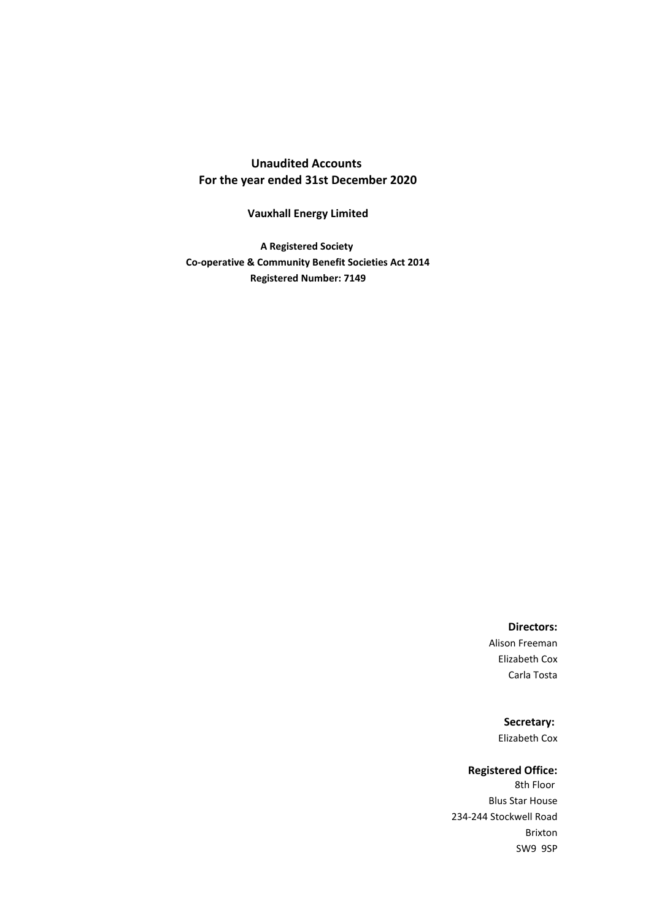# Unaudited Accounts
# For the year ended 31st December 2020

## Vauxhall Energy Limited

**A Registered Society**
**Co-operative & Community Benefit Societies Act 2014**
**Registered Number: 7149**

**Directors:**
Alison Freeman
Elizabeth Cox
Carla Tosta

**Secretary:**
Elizabeth Cox

**Registered Office:**
8th Floor
Blus Star House
234-244 Stockwell Road
Brixton
SW9 9SP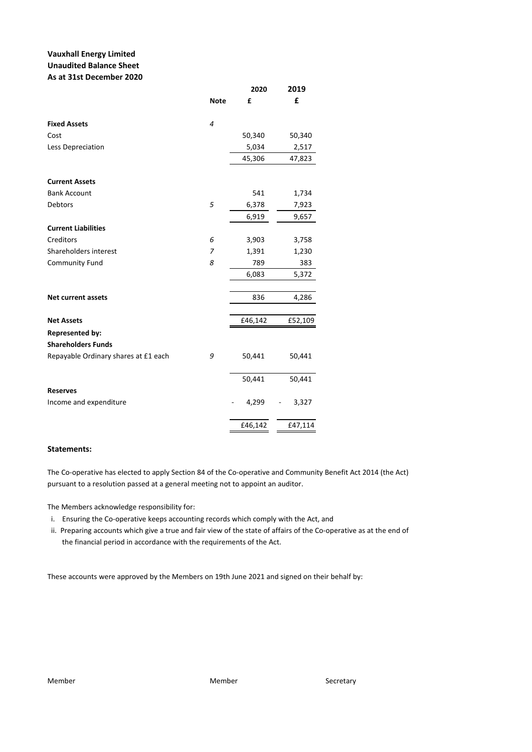**Vauxhall Energy Limited**
**Unaudited Balance Sheet**
**As at 31st December 2020**

| | Note | 2020 £ | 2019 £ |
|---|---|---|---|
| **Fixed Assets** | *4* | | |
| Cost | | 50,340 | 50,340 |
| Less Depreciation | | 5,034 | 2,517 |
| | | 45,306 | 47,823 |
| **Current Assets** | | | |
| Bank Account | | 541 | 1,734 |
| Debtors | *5* | 6,378 | 7,923 |
| | | 6,919 | 9,657 |
| **Current Liabilities** | | | |
| Creditors | *6* | 3,903 | 3,758 |
| Shareholders interest | *7* | 1,391 | 1,230 |
| Community Fund | *8* | 789 | 383 |
| | | 6,083 | 5,372 |
| **Net current assets** | | 836 | 4,286 |
| **Net Assets** | | £46,142 | £52,109 |
| **Represented by:** | | | |
| **Shareholders Funds** | | | |
| Repayable Ordinary shares at £1 each | *9* | 50,441 | 50,441 |
| | | 50,441 | 50,441 |
| **Reserves** | | | |
| Income and expenditure | | - 4,299 | - 3,327 |
| | | £46,142 | £47,114 |

**Statements:**

The Co-operative has elected to apply Section 84 of the Co-operative and Community Benefit Act 2014 (the Act) pursuant to a resolution passed at a general meeting not to appoint an auditor.

The Members acknowledge responsibility for:

i. Ensuring the Co-operative keeps accounting records which comply with the Act, and
ii. Preparing accounts which give a true and fair view of the state of affairs of the Co-operative as at the end of the financial period in accordance with the requirements of the Act.

These accounts were approved by the Members on 19th June 2021 and signed on their behalf by:

Member                Member                Secretary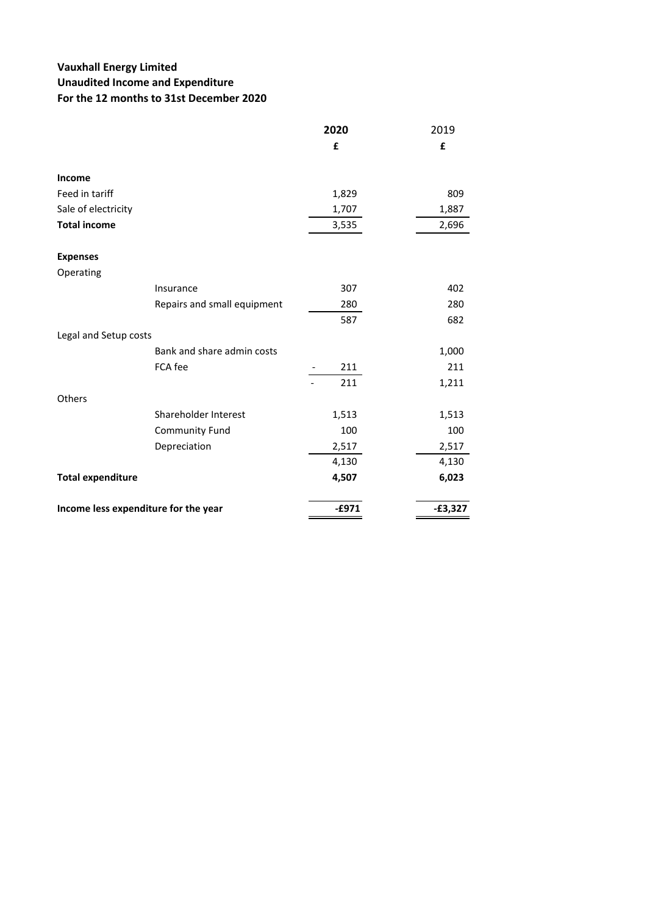**Vauxhall Energy Limited**
**Unaudited Income and Expenditure**
**For the 12 months to 31st December 2020**

| | | **2020** | 2019 |
|---|---|---|---|
| | | **£** | **£** |
| **Income** | | | |
| Feed in tariff | | 1,829 | 809 |
| Sale of electricity | | 1,707 | 1,887 |
| **Total income** | | 3,535 | 2,696 |
| **Expenses** | | | |
| Operating | | | |
| | Insurance | 307 | 402 |
| | Repairs and small equipment | 280 | 280 |
| | | 587 | 682 |
| Legal and Setup costs | | | |
| | Bank and share admin costs | | 1,000 |
| | FCA fee | - 211 | 211 |
| | | - 211 | 1,211 |
| Others | | | |
| | Shareholder Interest | 1,513 | 1,513 |
| | Community Fund | 100 | 100 |
| | Depreciation | 2,517 | 2,517 |
| | | 4,130 | 4,130 |
| **Total expenditure** | | **4,507** | **6,023** |
| **Income less expenditure for the year** | | **-£971** | **-£3,327** |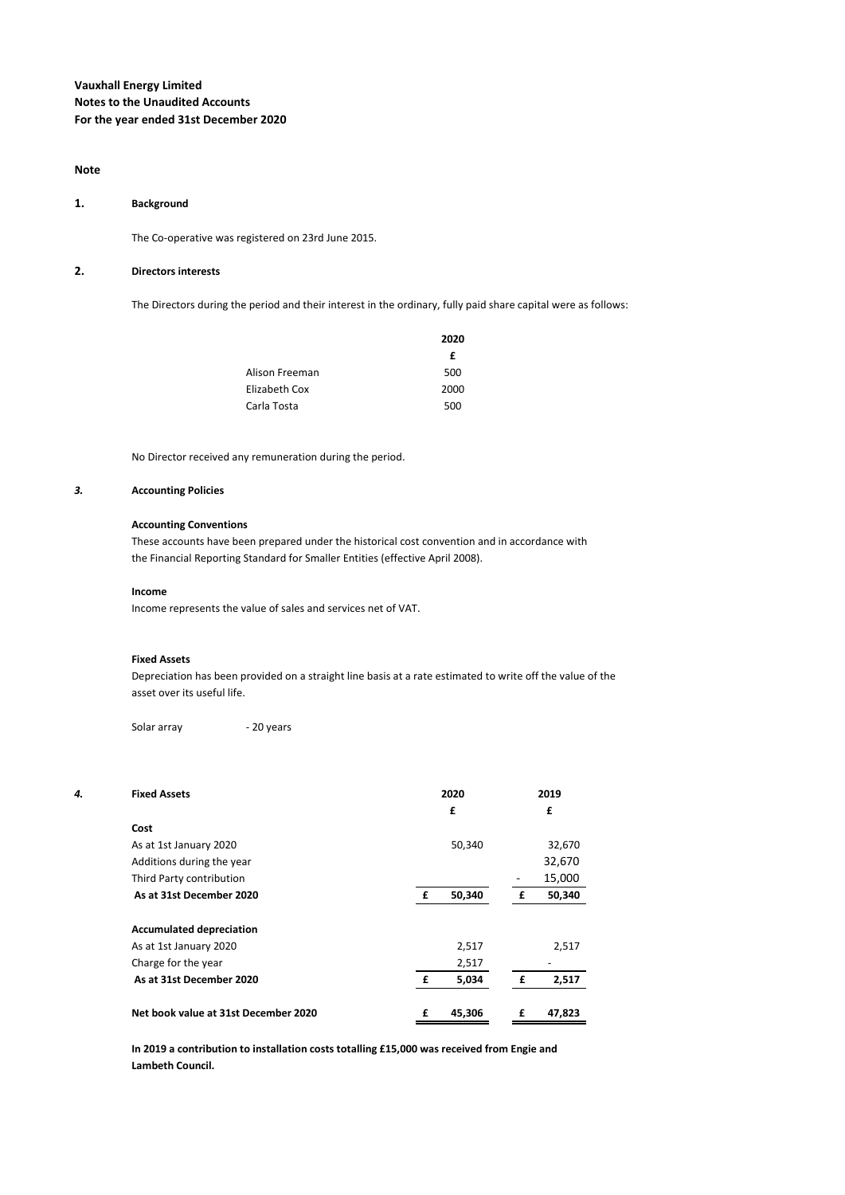**Vauxhall Energy Limited**
**Notes to the Unaudited Accounts**
**For the year ended 31st December 2020**

**Note**

**1. Background**

The Co-operative was registered on 23rd June 2015.

**2. Directors interests**

The Directors during the period and their interest in the ordinary, fully paid share capital were as follows:

| | 2020 |
|---|---|
| | £ |
| Alison Freeman | 500 |
| Elizabeth Cox | 2000 |
| Carla Tosta | 500 |

No Director received any remuneration during the period.

***3.* Accounting Policies**

**Accounting Conventions**

These accounts have been prepared under the historical cost convention and in accordance with the Financial Reporting Standard for Smaller Entities (effective April 2008).

**Income**

Income represents the value of sales and services net of VAT.

**Fixed Assets**

Depreciation has been provided on a straight line basis at a rate estimated to write off the value of the asset over its useful life.

Solar array - 20 years

***4.* Fixed Assets**

| | 2020 | 2019 |
|---|---|---|
| | £ | £ |
| **Cost** | | |
| As at 1st January 2020 | 50,340 | 32,670 |
| Additions during the year | | 32,670 |
| Third Party contribution | | - 15,000 |
| **As at 31st December 2020** | £ 50,340 | £ 50,340 |
| | | |
| **Accumulated depreciation** | | |
| As at 1st January 2020 | 2,517 | 2,517 |
| Charge for the year | 2,517 | - |
| **As at 31st December 2020** | £ 5,034 | £ 2,517 |
| | | |
| **Net book value at 31st December 2020** | £ 45,306 | £ 47,823 |

**In 2019 a contribution to installation costs totalling £15,000 was received from Engie and Lambeth Council.**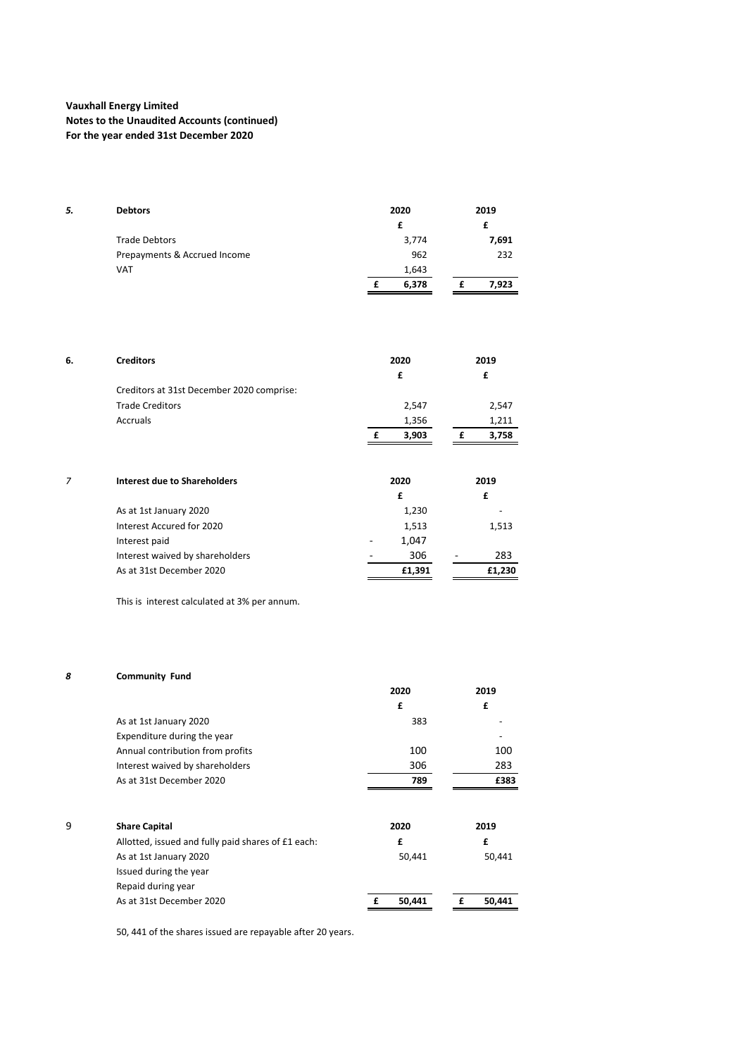**Vauxhall Energy Limited**
**Notes to the Unaudited Accounts (continued)**
**For the year ended 31st December 2020**

| *5.* | **Debtors** | 2020 | 2019 |
|---|---|---|---|
| | | £ | £ |
| | Trade Debtors | 3,774 | 7,691 |
| | Prepayments & Accrued Income | 962 | 232 |
| | VAT | 1,643 | |
| | | £ 6,378 | £ 7,923 |

| 6. | **Creditors** | 2020 | 2019 |
|---|---|---|---|
| | | £ | £ |
| | Creditors at 31st December 2020 comprise: | | |
| | Trade Creditors | 2,547 | 2,547 |
| | Accruals | 1,356 | 1,211 |
| | | £ 3,903 | £ 3,758 |

| *7* | **Interest due to Shareholders** | 2020 | 2019 |
|---|---|---|---|
| | | £ | £ |
| | As at 1st January 2020 | 1,230 | - |
| | Interest Accured for 2020 | 1,513 | 1,513 |
| | Interest paid | - 1,047 | |
| | Interest waived by shareholders | - 306 | - 283 |
| | As at 31st December 2020 | £1,391 | £1,230 |

This is interest calculated at 3% per annum.

| *8* | **Community Fund** | 2020 | 2019 |
|---|---|---|---|
| | | £ | £ |
| | As at 1st January 2020 | 383 | - |
| | Expenditure during the year | | - |
| | Annual contribution from profits | 100 | 100 |
| | Interest waived by shareholders | 306 | 283 |
| | As at 31st December 2020 | 789 | £383 |

| 9 | **Share Capital** | 2020 | 2019 |
|---|---|---|---|
| | Allotted, issued and fully paid shares of £1 each: | £ | £ |
| | As at 1st January 2020 | 50,441 | 50,441 |
| | Issued during the year | | |
| | Repaid during year | | |
| | As at 31st December 2020 | £ 50,441 | £ 50,441 |

50, 441 of the shares issued are repayable after 20 years.